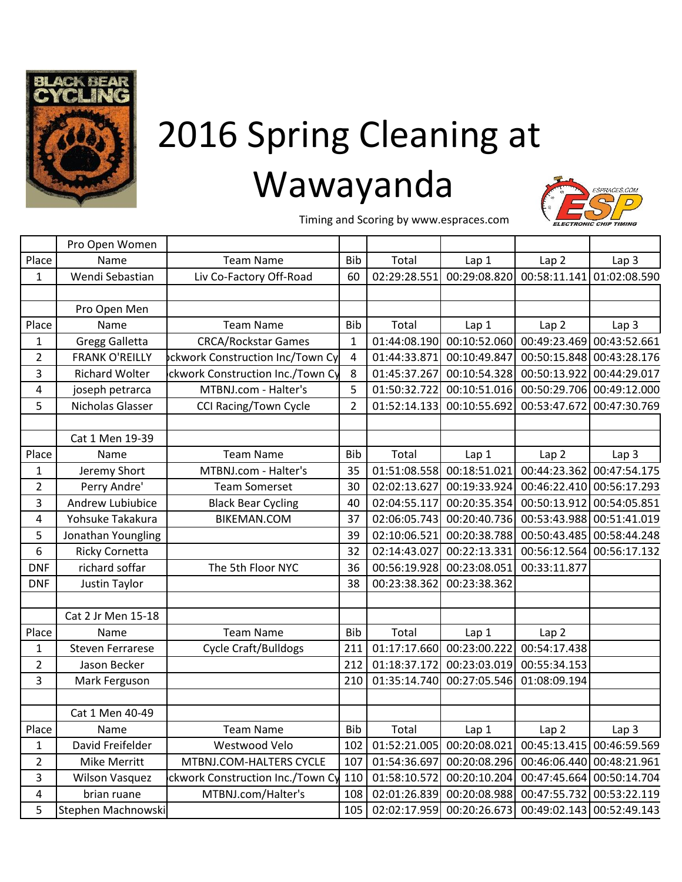# 2016 Spring Cleaning at Wawayanda

Timing and Scoring by www.espraces.com

| | Pro Open Women | | | | | | |
|---|---|---|---|---|---|---|---|
| Place | Name | Team Name | Bib | Total | Lap 1 | Lap 2 | Lap 3 |
| 1 | Wendi Sebastian | Liv Co-Factory Off-Road | 60 | 02:29:28.551 | 00:29:08.820 | 00:58:11.141 | 01:02:08.590 |
| | | | | | | | |
| | Pro Open Men | | | | | | |
| Place | Name | Team Name | Bib | Total | Lap 1 | Lap 2 | Lap 3 |
| 1 | Gregg Galletta | CRCA/Rockstar Games | 1 | 01:44:08.190 | 00:10:52.060 | 00:49:23.469 | 00:43:52.661 |
| 2 | FRANK O'REILLY | ckwork Construction Inc/Town Cy | 4 | 01:44:33.871 | 00:10:49.847 | 00:50:15.848 | 00:43:28.176 |
| 3 | Richard Wolter | ckwork Construction Inc./Town Cy | 8 | 01:45:37.267 | 00:10:54.328 | 00:50:13.922 | 00:44:29.017 |
| 4 | joseph petrarca | MTBNJ.com - Halter's | 5 | 01:50:32.722 | 00:10:51.016 | 00:50:29.706 | 00:49:12.000 |
| 5 | Nicholas Glasser | CCI Racing/Town Cycle | 2 | 01:52:14.133 | 00:10:55.692 | 00:53:47.672 | 00:47:30.769 |
| | | | | | | | |
| | Cat 1 Men 19-39 | | | | | | |
| Place | Name | Team Name | Bib | Total | Lap 1 | Lap 2 | Lap 3 |
| 1 | Jeremy Short | MTBNJ.com - Halter's | 35 | 01:51:08.558 | 00:18:51.021 | 00:44:23.362 | 00:47:54.175 |
| 2 | Perry Andre' | Team Somerset | 30 | 02:02:13.627 | 00:19:33.924 | 00:46:22.410 | 00:56:17.293 |
| 3 | Andrew Lubiubice | Black Bear Cycling | 40 | 02:04:55.117 | 00:20:35.354 | 00:50:13.912 | 00:54:05.851 |
| 4 | Yohsuke Takakura | BIKEMAN.COM | 37 | 02:06:05.743 | 00:20:40.736 | 00:53:43.988 | 00:51:41.019 |
| 5 | Jonathan Youngling | | 39 | 02:10:06.521 | 00:20:38.788 | 00:50:43.485 | 00:58:44.248 |
| 6 | Ricky Cornetta | | 32 | 02:14:43.027 | 00:22:13.331 | 00:56:12.564 | 00:56:17.132 |
| DNF | richard soffar | The 5th Floor NYC | 36 | 00:56:19.928 | 00:23:08.051 | 00:33:11.877 | |
| DNF | Justin Taylor | | 38 | 00:23:38.362 | 00:23:38.362 | | |
| | | | | | | | |
| | Cat 2 Jr Men 15-18 | | | | | | |
| Place | Name | Team Name | Bib | Total | Lap 1 | Lap 2 | |
| 1 | Steven Ferrarese | Cycle Craft/Bulldogs | 211 | 01:17:17.660 | 00:23:00.222 | 00:54:17.438 | |
| 2 | Jason Becker | | 212 | 01:18:37.172 | 00:23:03.019 | 00:55:34.153 | |
| 3 | Mark Ferguson | | 210 | 01:35:14.740 | 00:27:05.546 | 01:08:09.194 | |
| | | | | | | | |
| | Cat 1 Men 40-49 | | | | | | |
| Place | Name | Team Name | Bib | Total | Lap 1 | Lap 2 | Lap 3 |
| 1 | David Freifelder | Westwood Velo | 102 | 01:52:21.005 | 00:20:08.021 | 00:45:13.415 | 00:46:59.569 |
| 2 | Mike Merritt | MTBNJ.COM-HALTERS CYCLE | 107 | 01:54:36.697 | 00:20:08.296 | 00:46:06.440 | 00:48:21.961 |
| 3 | Wilson Vasquez | ckwork Construction Inc./Town Cy | 110 | 01:58:10.572 | 00:20:10.204 | 00:47:45.664 | 00:50:14.704 |
| 4 | brian ruane | MTBNJ.com/Halter's | 108 | 02:01:26.839 | 00:20:08.988 | 00:47:55.732 | 00:53:22.119 |
| 5 | Stephen Machnowski | | 105 | 02:02:17.959 | 00:20:26.673 | 00:49:02.143 | 00:52:49.143 |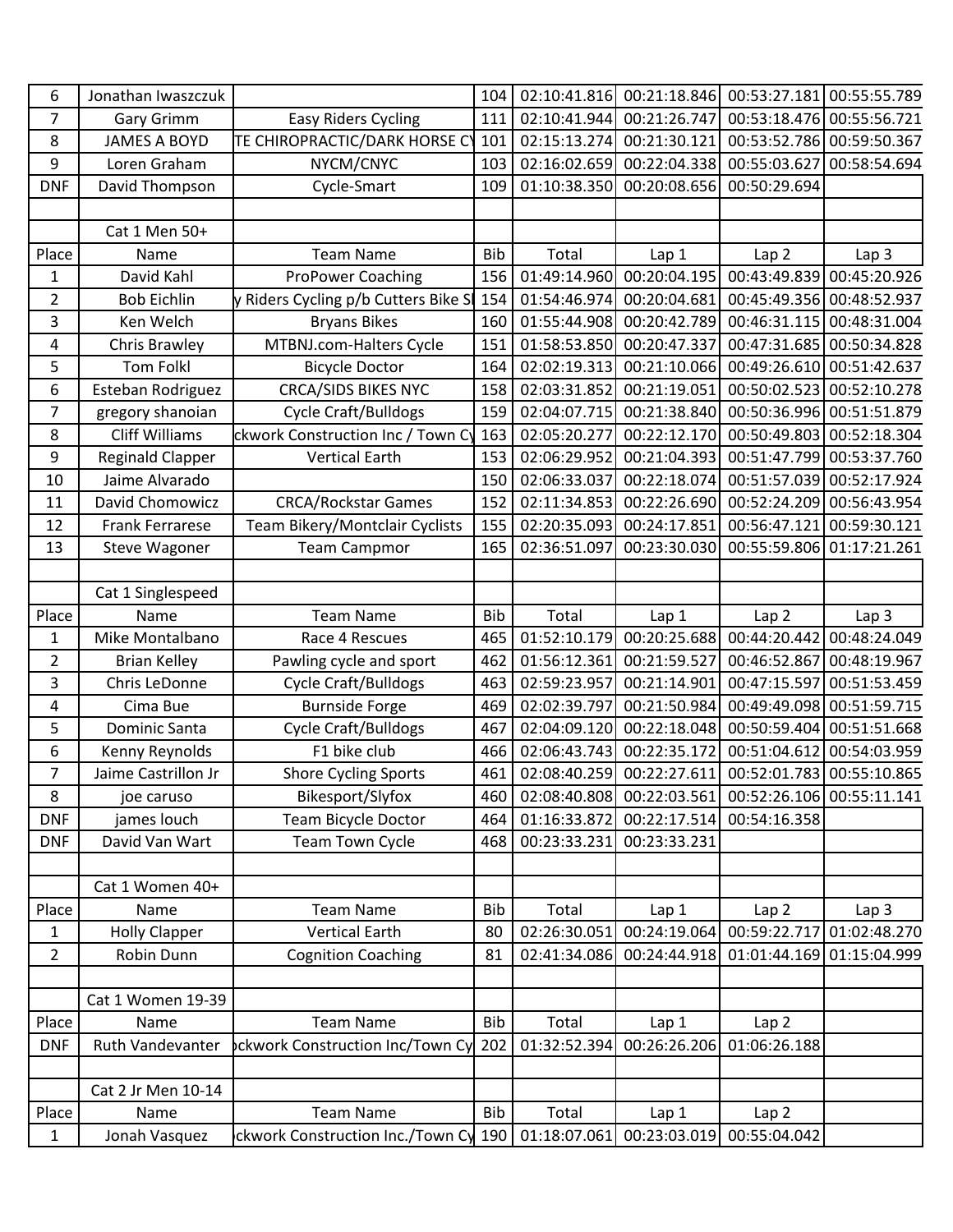| | | | | | | | |
|---|---|---|---|---|---|---|---|
| 6 | Jonathan Iwaszczuk | | 104 | 02:10:41.816 | 00:21:18.846 | 00:53:27.181 | 00:55:55.789 |
| 7 | Gary Grimm | Easy Riders Cycling | 111 | 02:10:41.944 | 00:21:26.747 | 00:53:18.476 | 00:55:56.721 |
| 8 | JAMES A BOYD | TE CHIROPRACTIC/DARK HORSE CY | 101 | 02:15:13.274 | 00:21:30.121 | 00:53:52.786 | 00:59:50.367 |
| 9 | Loren Graham | NYCM/CNYC | 103 | 02:16:02.659 | 00:22:04.338 | 00:55:03.627 | 00:58:54.694 |
| DNF | David Thompson | Cycle-Smart | 109 | 01:10:38.350 | 00:20:08.656 | 00:50:29.694 | |
| | | | | | | | |
| | Cat 1 Men 50+ | | | | | | |
| Place | Name | Team Name | Bib | Total | Lap 1 | Lap 2 | Lap 3 |
| 1 | David Kahl | ProPower Coaching | 156 | 01:49:14.960 | 00:20:04.195 | 00:43:49.839 | 00:45:20.926 |
| 2 | Bob Eichlin | y Riders Cycling p/b Cutters Bike Sl | 154 | 01:54:46.974 | 00:20:04.681 | 00:45:49.356 | 00:48:52.937 |
| 3 | Ken Welch | Bryans Bikes | 160 | 01:55:44.908 | 00:20:42.789 | 00:46:31.115 | 00:48:31.004 |
| 4 | Chris Brawley | MTBNJ.com-Halters Cycle | 151 | 01:58:53.850 | 00:20:47.337 | 00:47:31.685 | 00:50:34.828 |
| 5 | Tom Folkl | Bicycle Doctor | 164 | 02:02:19.313 | 00:21:10.066 | 00:49:26.610 | 00:51:42.637 |
| 6 | Esteban Rodriguez | CRCA/SIDS BIKES NYC | 158 | 02:03:31.852 | 00:21:19.051 | 00:50:02.523 | 00:52:10.278 |
| 7 | gregory shanoian | Cycle Craft/Bulldogs | 159 | 02:04:07.715 | 00:21:38.840 | 00:50:36.996 | 00:51:51.879 |
| 8 | Cliff Williams | ckwork Construction Inc / Town Cy | 163 | 02:05:20.277 | 00:22:12.170 | 00:50:49.803 | 00:52:18.304 |
| 9 | Reginald Clapper | Vertical Earth | 153 | 02:06:29.952 | 00:21:04.393 | 00:51:47.799 | 00:53:37.760 |
| 10 | Jaime Alvarado | | 150 | 02:06:33.037 | 00:22:18.074 | 00:51:57.039 | 00:52:17.924 |
| 11 | David Chomowicz | CRCA/Rockstar Games | 152 | 02:11:34.853 | 00:22:26.690 | 00:52:24.209 | 00:56:43.954 |
| 12 | Frank Ferrarese | Team Bikery/Montclair Cyclists | 155 | 02:20:35.093 | 00:24:17.851 | 00:56:47.121 | 00:59:30.121 |
| 13 | Steve Wagoner | Team Campmor | 165 | 02:36:51.097 | 00:23:30.030 | 00:55:59.806 | 01:17:21.261 |
| | | | | | | | |
| | Cat 1 Singlespeed | | | | | | |
| Place | Name | Team Name | Bib | Total | Lap 1 | Lap 2 | Lap 3 |
| 1 | Mike Montalbano | Race 4 Rescues | 465 | 01:52:10.179 | 00:20:25.688 | 00:44:20.442 | 00:48:24.049 |
| 2 | Brian Kelley | Pawling cycle and sport | 462 | 01:56:12.361 | 00:21:59.527 | 00:46:52.867 | 00:48:19.967 |
| 3 | Chris LeDonne | Cycle Craft/Bulldogs | 463 | 02:59:23.957 | 00:21:14.901 | 00:47:15.597 | 00:51:53.459 |
| 4 | Cima Bue | Burnside Forge | 469 | 02:02:39.797 | 00:21:50.984 | 00:49:49.098 | 00:51:59.715 |
| 5 | Dominic Santa | Cycle Craft/Bulldogs | 467 | 02:04:09.120 | 00:22:18.048 | 00:50:59.404 | 00:51:51.668 |
| 6 | Kenny Reynolds | F1 bike club | 466 | 02:06:43.743 | 00:22:35.172 | 00:51:04.612 | 00:54:03.959 |
| 7 | Jaime Castrillon Jr | Shore Cycling Sports | 461 | 02:08:40.259 | 00:22:27.611 | 00:52:01.783 | 00:55:10.865 |
| 8 | joe caruso | Bikesport/Slyfox | 460 | 02:08:40.808 | 00:22:03.561 | 00:52:26.106 | 00:55:11.141 |
| DNF | james louch | Team Bicycle Doctor | 464 | 01:16:33.872 | 00:22:17.514 | 00:54:16.358 | |
| DNF | David Van Wart | Team Town Cycle | 468 | 00:23:33.231 | 00:23:33.231 | | |
| | | | | | | | |
| | Cat 1 Women 40+ | | | | | | |
| Place | Name | Team Name | Bib | Total | Lap 1 | Lap 2 | Lap 3 |
| 1 | Holly Clapper | Vertical Earth | 80 | 02:26:30.051 | 00:24:19.064 | 00:59:22.717 | 01:02:48.270 |
| 2 | Robin Dunn | Cognition Coaching | 81 | 02:41:34.086 | 00:24:44.918 | 01:01:44.169 | 01:15:04.999 |
| | | | | | | | |
| | Cat 1 Women 19-39 | | | | | | |
| Place | Name | Team Name | Bib | Total | Lap 1 | Lap 2 | |
| DNF | Ruth Vandevanter | ockwork Construction Inc/Town Cy | 202 | 01:32:52.394 | 00:26:26.206 | 01:06:26.188 | |
| | | | | | | | |
| | Cat 2 Jr Men 10-14 | | | | | | |
| Place | Name | Team Name | Bib | Total | Lap 1 | Lap 2 | |
| 1 | Jonah Vasquez | ckwork Construction Inc./Town Cy | 190 | 01:18:07.061 | 00:23:03.019 | 00:55:04.042 | |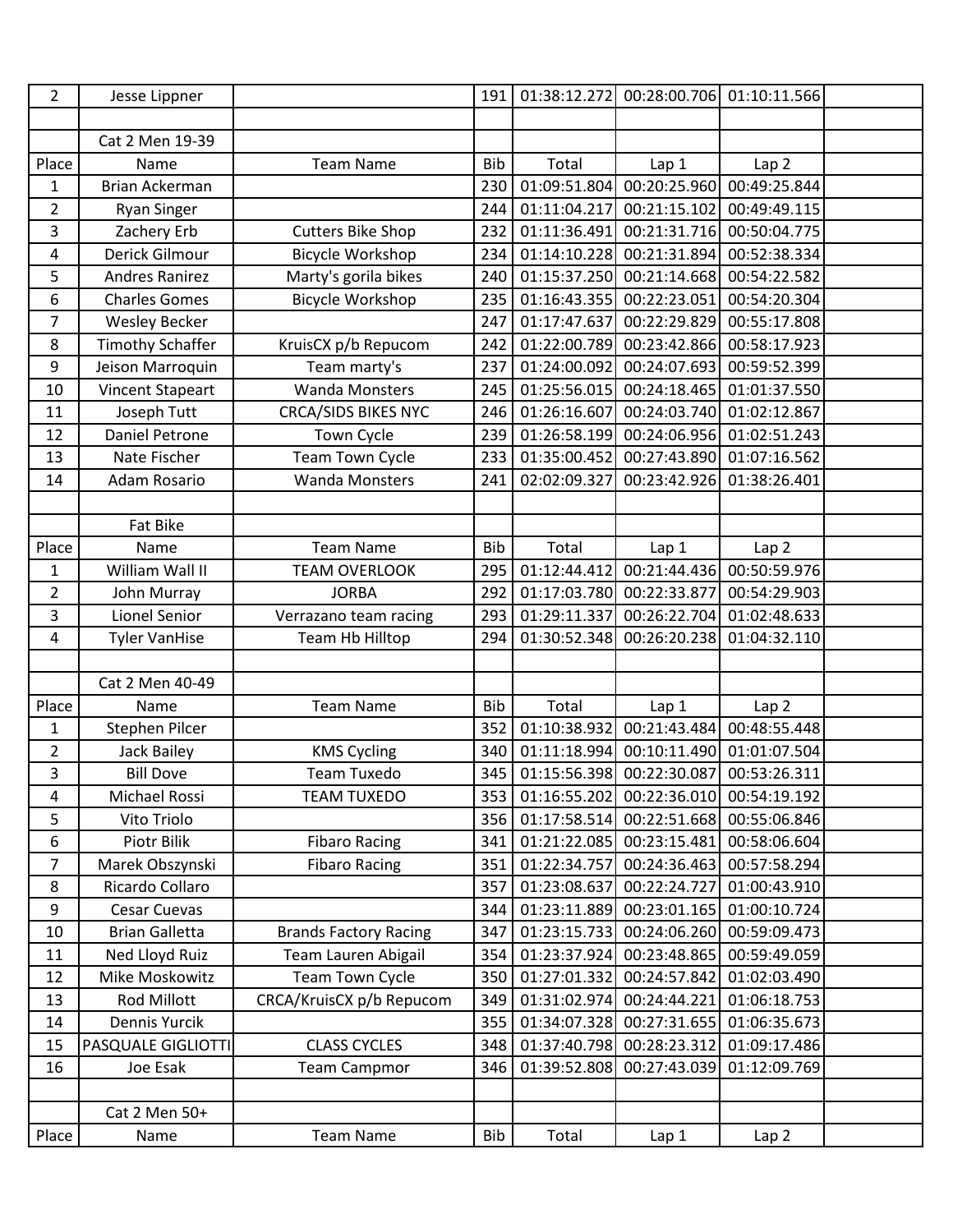| | | | | | | | |
|---|---|---|---|---|---|---|---|
| 2 | Jesse Lippner | | 191 | 01:38:12.272 | 00:28:00.706 | 01:10:11.566 | |
| | | | | | | | |
| | Cat 2 Men 19-39 | | | | | | |
| Place | Name | Team Name | Bib | Total | Lap 1 | Lap 2 | |
| 1 | Brian Ackerman | | 230 | 01:09:51.804 | 00:20:25.960 | 00:49:25.844 | |
| 2 | Ryan Singer | | 244 | 01:11:04.217 | 00:21:15.102 | 00:49:49.115 | |
| 3 | Zachery Erb | Cutters Bike Shop | 232 | 01:11:36.491 | 00:21:31.716 | 00:50:04.775 | |
| 4 | Derick Gilmour | Bicycle Workshop | 234 | 01:14:10.228 | 00:21:31.894 | 00:52:38.334 | |
| 5 | Andres Ranirez | Marty's gorila bikes | 240 | 01:15:37.250 | 00:21:14.668 | 00:54:22.582 | |
| 6 | Charles Gomes | Bicycle Workshop | 235 | 01:16:43.355 | 00:22:23.051 | 00:54:20.304 | |
| 7 | Wesley Becker | | 247 | 01:17:47.637 | 00:22:29.829 | 00:55:17.808 | |
| 8 | Timothy Schaffer | KruisCX p/b Repucom | 242 | 01:22:00.789 | 00:23:42.866 | 00:58:17.923 | |
| 9 | Jeison Marroquin | Team marty's | 237 | 01:24:00.092 | 00:24:07.693 | 00:59:52.399 | |
| 10 | Vincent Stapeart | Wanda Monsters | 245 | 01:25:56.015 | 00:24:18.465 | 01:01:37.550 | |
| 11 | Joseph Tutt | CRCA/SIDS BIKES NYC | 246 | 01:26:16.607 | 00:24:03.740 | 01:02:12.867 | |
| 12 | Daniel Petrone | Town Cycle | 239 | 01:26:58.199 | 00:24:06.956 | 01:02:51.243 | |
| 13 | Nate Fischer | Team Town Cycle | 233 | 01:35:00.452 | 00:27:43.890 | 01:07:16.562 | |
| 14 | Adam Rosario | Wanda Monsters | 241 | 02:02:09.327 | 00:23:42.926 | 01:38:26.401 | |
| | | | | | | | |
| | Fat Bike | | | | | | |
| Place | Name | Team Name | Bib | Total | Lap 1 | Lap 2 | |
| 1 | William Wall II | TEAM OVERLOOK | 295 | 01:12:44.412 | 00:21:44.436 | 00:50:59.976 | |
| 2 | John Murray | JORBA | 292 | 01:17:03.780 | 00:22:33.877 | 00:54:29.903 | |
| 3 | Lionel Senior | Verrazano team racing | 293 | 01:29:11.337 | 00:26:22.704 | 01:02:48.633 | |
| 4 | Tyler VanHise | Team Hb Hilltop | 294 | 01:30:52.348 | 00:26:20.238 | 01:04:32.110 | |
| | | | | | | | |
| | Cat 2 Men 40-49 | | | | | | |
| Place | Name | Team Name | Bib | Total | Lap 1 | Lap 2 | |
| 1 | Stephen Pilcer | | 352 | 01:10:38.932 | 00:21:43.484 | 00:48:55.448 | |
| 2 | Jack Bailey | KMS Cycling | 340 | 01:11:18.994 | 00:10:11.490 | 01:01:07.504 | |
| 3 | Bill Dove | Team Tuxedo | 345 | 01:15:56.398 | 00:22:30.087 | 00:53:26.311 | |
| 4 | Michael Rossi | TEAM TUXEDO | 353 | 01:16:55.202 | 00:22:36.010 | 00:54:19.192 | |
| 5 | Vito Triolo | | 356 | 01:17:58.514 | 00:22:51.668 | 00:55:06.846 | |
| 6 | Piotr Bilik | Fibaro Racing | 341 | 01:21:22.085 | 00:23:15.481 | 00:58:06.604 | |
| 7 | Marek Obszynski | Fibaro Racing | 351 | 01:22:34.757 | 00:24:36.463 | 00:57:58.294 | |
| 8 | Ricardo Collaro | | 357 | 01:23:08.637 | 00:22:24.727 | 01:00:43.910 | |
| 9 | Cesar Cuevas | | 344 | 01:23:11.889 | 00:23:01.165 | 01:00:10.724 | |
| 10 | Brian Galletta | Brands Factory Racing | 347 | 01:23:15.733 | 00:24:06.260 | 00:59:09.473 | |
| 11 | Ned Lloyd Ruiz | Team Lauren Abigail | 354 | 01:23:37.924 | 00:23:48.865 | 00:59:49.059 | |
| 12 | Mike Moskowitz | Team Town Cycle | 350 | 01:27:01.332 | 00:24:57.842 | 01:02:03.490 | |
| 13 | Rod Millott | CRCA/KruisCX p/b Repucom | 349 | 01:31:02.974 | 00:24:44.221 | 01:06:18.753 | |
| 14 | Dennis Yurcik | | 355 | 01:34:07.328 | 00:27:31.655 | 01:06:35.673 | |
| 15 | PASQUALE GIGLIOTTI | CLASS CYCLES | 348 | 01:37:40.798 | 00:28:23.312 | 01:09:17.486 | |
| 16 | Joe Esak | Team Campmor | 346 | 01:39:52.808 | 00:27:43.039 | 01:12:09.769 | |
| | | | | | | | |
| | Cat 2 Men 50+ | | | | | | |
| Place | Name | Team Name | Bib | Total | Lap 1 | Lap 2 | |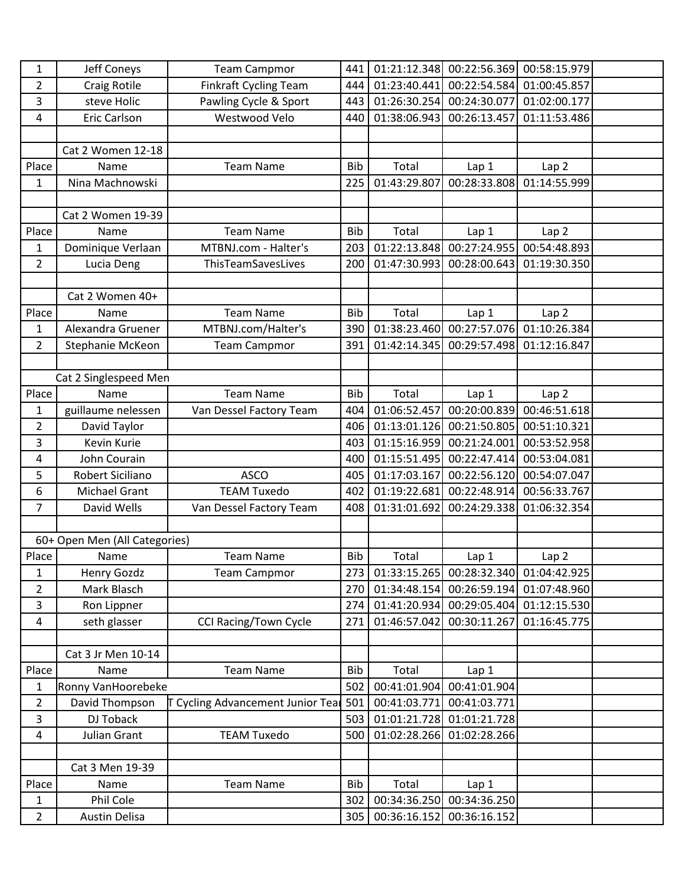| | | | | | | | |
|---|---|---|---|---|---|---|---|
| 1 | Jeff Coneys | Team Campmor | 441 | 01:21:12.348 | 00:22:56.369 | 00:58:15.979 | |
| 2 | Craig Rotile | Finkraft Cycling Team | 444 | 01:23:40.441 | 00:22:54.584 | 01:00:45.857 | |
| 3 | steve Holic | Pawling Cycle & Sport | 443 | 01:26:30.254 | 00:24:30.077 | 01:02:00.177 | |
| 4 | Eric Carlson | Westwood Velo | 440 | 01:38:06.943 | 00:26:13.457 | 01:11:53.486 | |
| | | | | | | | |
| | Cat 2 Women 12-18 | | | | | | |
| Place | Name | Team Name | Bib | Total | Lap 1 | Lap 2 | |
| 1 | Nina Machnowski | | 225 | 01:43:29.807 | 00:28:33.808 | 01:14:55.999 | |
| | | | | | | | |
| | Cat 2 Women 19-39 | | | | | | |
| Place | Name | Team Name | Bib | Total | Lap 1 | Lap 2 | |
| 1 | Dominique Verlaan | MTBNJ.com - Halter's | 203 | 01:22:13.848 | 00:27:24.955 | 00:54:48.893 | |
| 2 | Lucia Deng | ThisTeamSavesLives | 200 | 01:47:30.993 | 00:28:00.643 | 01:19:30.350 | |
| | | | | | | | |
| | Cat 2 Women 40+ | | | | | | |
| Place | Name | Team Name | Bib | Total | Lap 1 | Lap 2 | |
| 1 | Alexandra Gruener | MTBNJ.com/Halter's | 390 | 01:38:23.460 | 00:27:57.076 | 01:10:26.384 | |
| 2 | Stephanie McKeon | Team Campmor | 391 | 01:42:14.345 | 00:29:57.498 | 01:12:16.847 | |
| | | | | | | | |
| | Cat 2 Singlespeed Men | | | | | | |
| Place | Name | Team Name | Bib | Total | Lap 1 | Lap 2 | |
| 1 | guillaume nelessen | Van Dessel Factory Team | 404 | 01:06:52.457 | 00:20:00.839 | 00:46:51.618 | |
| 2 | David Taylor | | 406 | 01:13:01.126 | 00:21:50.805 | 00:51:10.321 | |
| 3 | Kevin Kurie | | 403 | 01:15:16.959 | 00:21:24.001 | 00:53:52.958 | |
| 4 | John Courain | | 400 | 01:15:51.495 | 00:22:47.414 | 00:53:04.081 | |
| 5 | Robert Siciliano | ASCO | 405 | 01:17:03.167 | 00:22:56.120 | 00:54:07.047 | |
| 6 | Michael Grant | TEAM Tuxedo | 402 | 01:19:22.681 | 00:22:48.914 | 00:56:33.767 | |
| 7 | David Wells | Van Dessel Factory Team | 408 | 01:31:01.692 | 00:24:29.338 | 01:06:32.354 | |
| | | | | | | | |
| | 60+ Open Men (All Categories) | | | | | | |
| Place | Name | Team Name | Bib | Total | Lap 1 | Lap 2 | |
| 1 | Henry Gozdz | Team Campmor | 273 | 01:33:15.265 | 00:28:32.340 | 01:04:42.925 | |
| 2 | Mark Blasch | | 270 | 01:34:48.154 | 00:26:59.194 | 01:07:48.960 | |
| 3 | Ron Lippner | | 274 | 01:41:20.934 | 00:29:05.404 | 01:12:15.530 | |
| 4 | seth glasser | CCI Racing/Town Cycle | 271 | 01:46:57.042 | 00:30:11.267 | 01:16:45.775 | |
| | | | | | | | |
| | Cat 3 Jr Men 10-14 | | | | | | |
| Place | Name | Team Name | Bib | Total | Lap 1 | | |
| 1 | Ronny VanHoorebeke | | 502 | 00:41:01.904 | 00:41:01.904 | | |
| 2 | David Thompson | T Cycling Advancement Junior Tea | 501 | 00:41:03.771 | 00:41:03.771 | | |
| 3 | DJ Toback | | 503 | 01:01:21.728 | 01:01:21.728 | | |
| 4 | Julian Grant | TEAM Tuxedo | 500 | 01:02:28.266 | 01:02:28.266 | | |
| | | | | | | | |
| | Cat 3 Men 19-39 | | | | | | |
| Place | Name | Team Name | Bib | Total | Lap 1 | | |
| 1 | Phil Cole | | 302 | 00:34:36.250 | 00:34:36.250 | | |
| 2 | Austin Delisa | | 305 | 00:36:16.152 | 00:36:16.152 | | |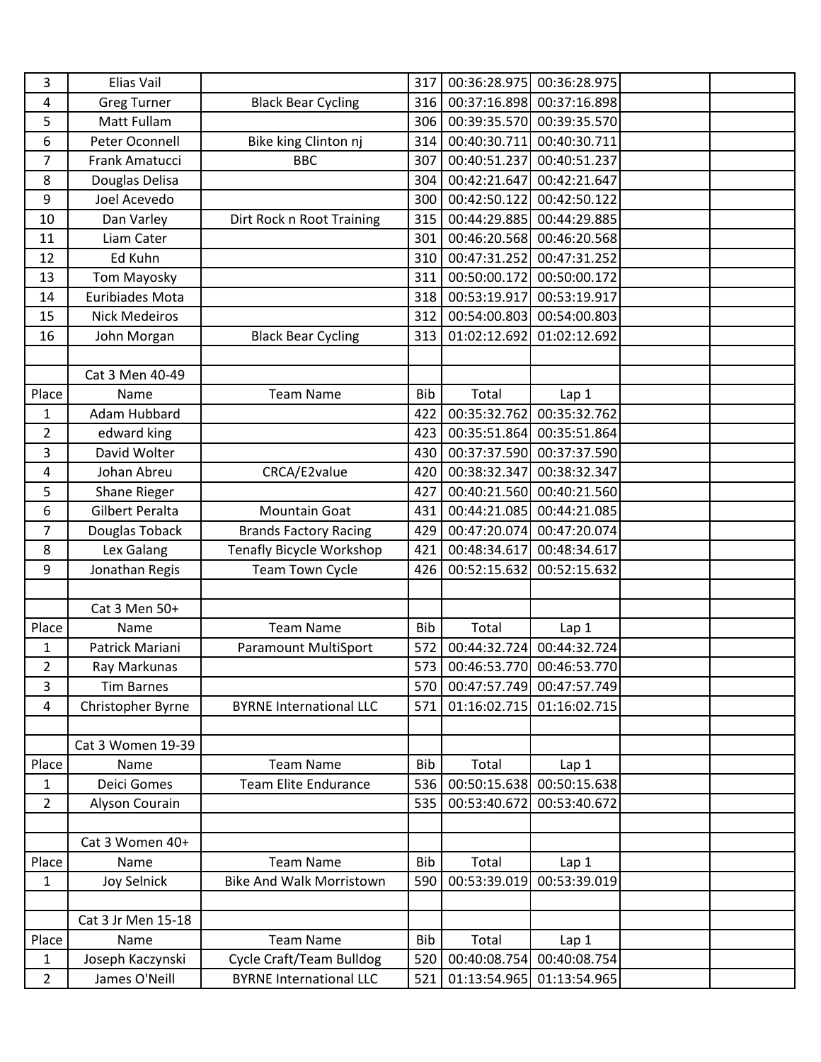| | | | | | | | |
|---|---|---|---|---|---|---|---|
| 3 | Elias Vail | | 317 | 00:36:28.975 | 00:36:28.975 | | |
| 4 | Greg Turner | Black Bear Cycling | 316 | 00:37:16.898 | 00:37:16.898 | | |
| 5 | Matt Fullam | | 306 | 00:39:35.570 | 00:39:35.570 | | |
| 6 | Peter Oconnell | Bike king Clinton nj | 314 | 00:40:30.711 | 00:40:30.711 | | |
| 7 | Frank Amatucci | BBC | 307 | 00:40:51.237 | 00:40:51.237 | | |
| 8 | Douglas Delisa | | 304 | 00:42:21.647 | 00:42:21.647 | | |
| 9 | Joel Acevedo | | 300 | 00:42:50.122 | 00:42:50.122 | | |
| 10 | Dan Varley | Dirt Rock n Root Training | 315 | 00:44:29.885 | 00:44:29.885 | | |
| 11 | Liam Cater | | 301 | 00:46:20.568 | 00:46:20.568 | | |
| 12 | Ed Kuhn | | 310 | 00:47:31.252 | 00:47:31.252 | | |
| 13 | Tom Mayosky | | 311 | 00:50:00.172 | 00:50:00.172 | | |
| 14 | Euribiades Mota | | 318 | 00:53:19.917 | 00:53:19.917 | | |
| 15 | Nick Medeiros | | 312 | 00:54:00.803 | 00:54:00.803 | | |
| 16 | John Morgan | Black Bear Cycling | 313 | 01:02:12.692 | 01:02:12.692 | | |
| | | | | | | | |
| | Cat 3 Men 40-49 | | | | | | |
| Place | Name | Team Name | Bib | Total | Lap 1 | | |
| 1 | Adam Hubbard | | 422 | 00:35:32.762 | 00:35:32.762 | | |
| 2 | edward king | | 423 | 00:35:51.864 | 00:35:51.864 | | |
| 3 | David Wolter | | 430 | 00:37:37.590 | 00:37:37.590 | | |
| 4 | Johan Abreu | CRCA/E2value | 420 | 00:38:32.347 | 00:38:32.347 | | |
| 5 | Shane Rieger | | 427 | 00:40:21.560 | 00:40:21.560 | | |
| 6 | Gilbert Peralta | Mountain Goat | 431 | 00:44:21.085 | 00:44:21.085 | | |
| 7 | Douglas Toback | Brands Factory Racing | 429 | 00:47:20.074 | 00:47:20.074 | | |
| 8 | Lex Galang | Tenafly Bicycle Workshop | 421 | 00:48:34.617 | 00:48:34.617 | | |
| 9 | Jonathan Regis | Team Town Cycle | 426 | 00:52:15.632 | 00:52:15.632 | | |
| | | | | | | | |
| | Cat 3 Men 50+ | | | | | | |
| Place | Name | Team Name | Bib | Total | Lap 1 | | |
| 1 | Patrick Mariani | Paramount MultiSport | 572 | 00:44:32.724 | 00:44:32.724 | | |
| 2 | Ray Markunas | | 573 | 00:46:53.770 | 00:46:53.770 | | |
| 3 | Tim Barnes | | 570 | 00:47:57.749 | 00:47:57.749 | | |
| 4 | Christopher Byrne | BYRNE International LLC | 571 | 01:16:02.715 | 01:16:02.715 | | |
| | | | | | | | |
| | Cat 3 Women 19-39 | | | | | | |
| Place | Name | Team Name | Bib | Total | Lap 1 | | |
| 1 | Deici Gomes | Team Elite Endurance | 536 | 00:50:15.638 | 00:50:15.638 | | |
| 2 | Alyson Courain | | 535 | 00:53:40.672 | 00:53:40.672 | | |
| | | | | | | | |
| | Cat 3 Women 40+ | | | | | | |
| Place | Name | Team Name | Bib | Total | Lap 1 | | |
| 1 | Joy Selnick | Bike And Walk Morristown | 590 | 00:53:39.019 | 00:53:39.019 | | |
| | | | | | | | |
| | Cat 3 Jr Men 15-18 | | | | | | |
| Place | Name | Team Name | Bib | Total | Lap 1 | | |
| 1 | Joseph Kaczynski | Cycle Craft/Team Bulldog | 520 | 00:40:08.754 | 00:40:08.754 | | |
| 2 | James O'Neill | BYRNE International LLC | 521 | 01:13:54.965 | 01:13:54.965 | | |